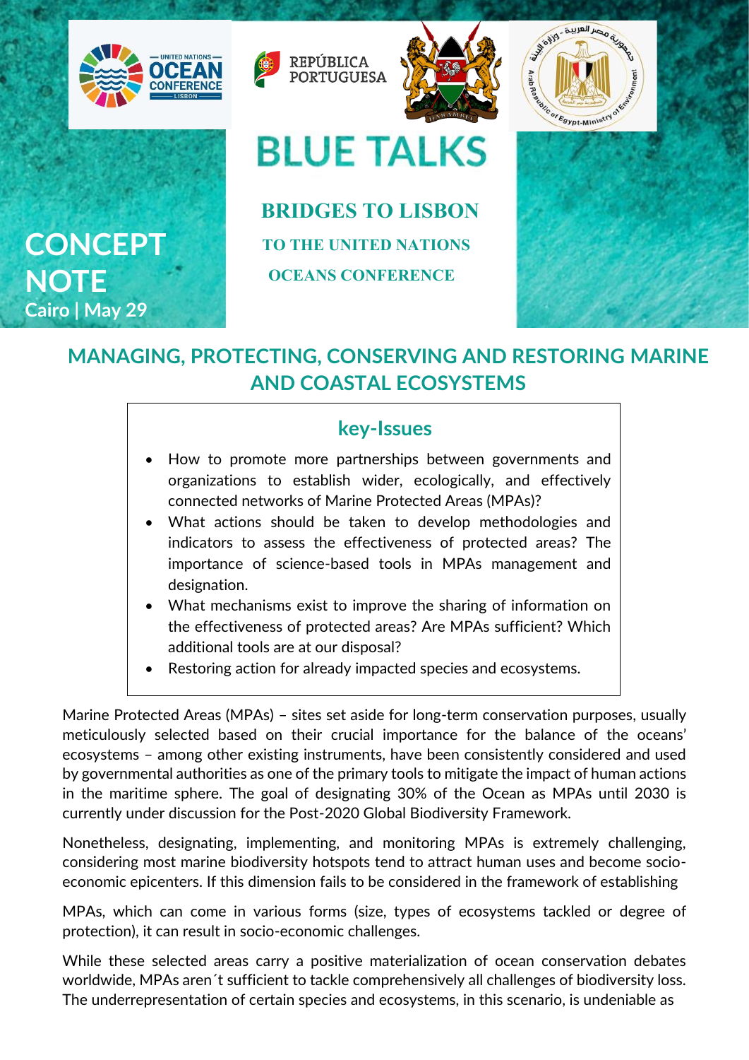UNITED NATIONS OCEAN CONFERENCE LISBON

REPÚBLICA PORTUGUESA

# BLUE TALKS

**BRIDGES TO LISBON**

**TO THE UNITED NATIONS**

**OCEANS CONFERENCE**

**CONCEPT NOTE**

**Cairo | May 29**

## MANAGING, PROTECTING, CONSERVING AND RESTORING MARINE AND COASTAL ECOSYSTEMS

### key-Issues

- How to promote more partnerships between governments and organizations to establish wider, ecologically, and effectively connected networks of Marine Protected Areas (MPAs)?
- What actions should be taken to develop methodologies and indicators to assess the effectiveness of protected areas? The importance of science-based tools in MPAs management and designation.
- What mechanisms exist to improve the sharing of information on the effectiveness of protected areas? Are MPAs sufficient? Which additional tools are at our disposal?
- Restoring action for already impacted species and ecosystems.

Marine Protected Areas (MPAs) – sites set aside for long-term conservation purposes, usually meticulously selected based on their crucial importance for the balance of the oceans' ecosystems – among other existing instruments, have been consistently considered and used by governmental authorities as one of the primary tools to mitigate the impact of human actions in the maritime sphere. The goal of designating 30% of the Ocean as MPAs until 2030 is currently under discussion for the Post-2020 Global Biodiversity Framework.

Nonetheless, designating, implementing, and monitoring MPAs is extremely challenging, considering most marine biodiversity hotspots tend to attract human uses and become socio-economic epicenters. If this dimension fails to be considered in the framework of establishing

MPAs, which can come in various forms (size, types of ecosystems tackled or degree of protection), it can result in socio-economic challenges.

While these selected areas carry a positive materialization of ocean conservation debates worldwide, MPAs aren´t sufficient to tackle comprehensively all challenges of biodiversity loss. The underrepresentation of certain species and ecosystems, in this scenario, is undeniable as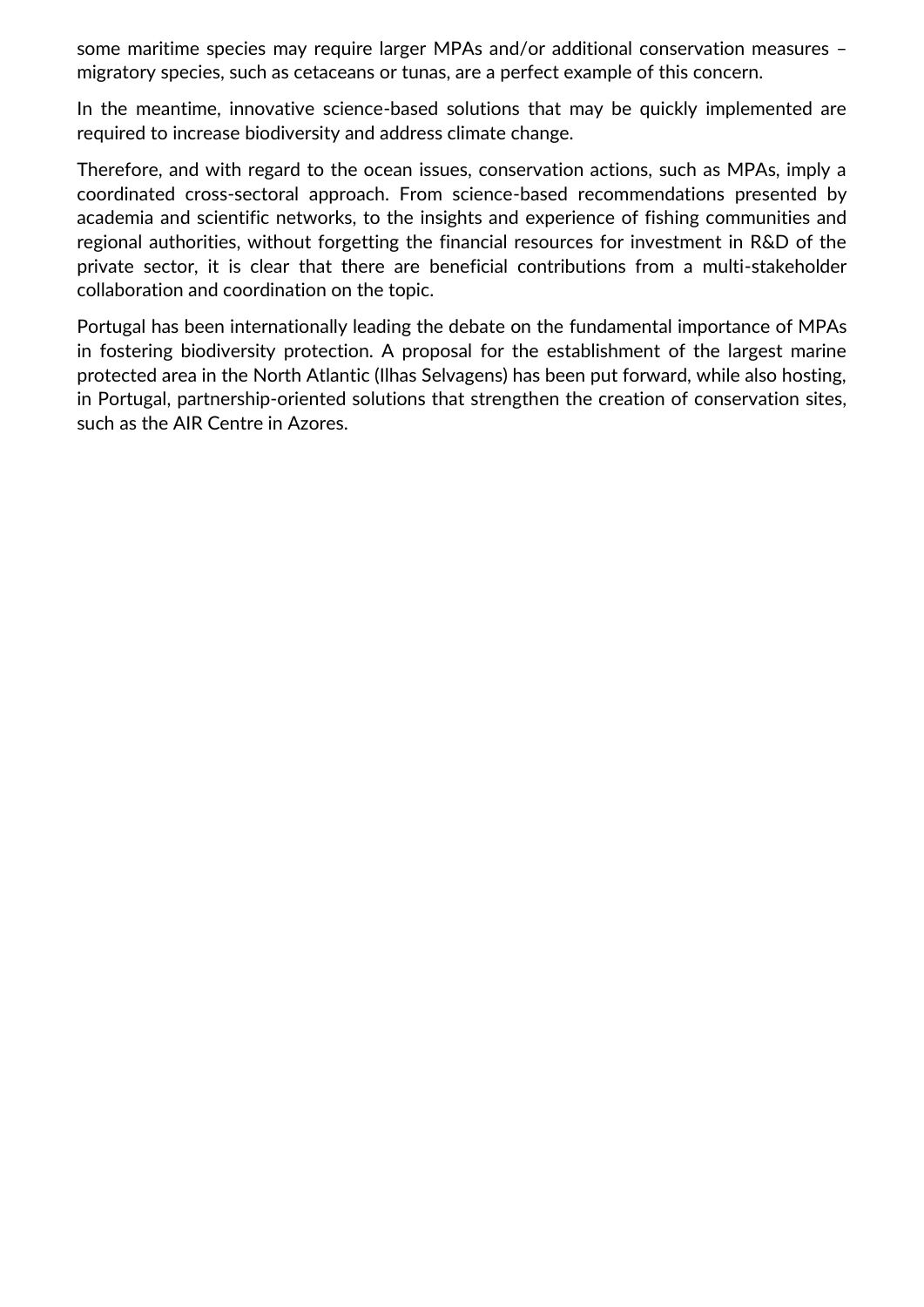some maritime species may require larger MPAs and/or additional conservation measures – migratory species, such as cetaceans or tunas, are a perfect example of this concern.

In the meantime, innovative science-based solutions that may be quickly implemented are required to increase biodiversity and address climate change.

Therefore, and with regard to the ocean issues, conservation actions, such as MPAs, imply a coordinated cross-sectoral approach. From science-based recommendations presented by academia and scientific networks, to the insights and experience of fishing communities and regional authorities, without forgetting the financial resources for investment in R&D of the private sector, it is clear that there are beneficial contributions from a multi-stakeholder collaboration and coordination on the topic.

Portugal has been internationally leading the debate on the fundamental importance of MPAs in fostering biodiversity protection. A proposal for the establishment of the largest marine protected area in the North Atlantic (Ilhas Selvagens) has been put forward, while also hosting, in Portugal, partnership-oriented solutions that strengthen the creation of conservation sites, such as the AIR Centre in Azores.